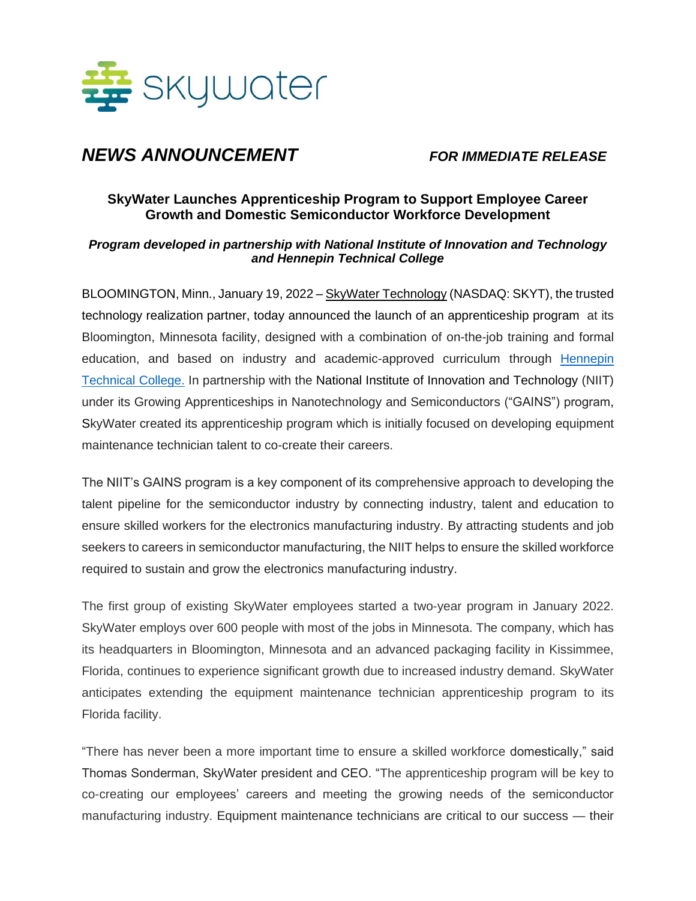skywater

***NEWS ANNOUNCEMENT*** ***FOR IMMEDIATE RELEASE***

## SkyWater Launches Apprenticeship Program to Support Employee Career Growth and Domestic Semiconductor Workforce Development

***Program developed in partnership with National Institute of Innovation and Technology and Hennepin Technical College***

BLOOMINGTON, Minn., January 19, 2022 – SkyWater Technology (NASDAQ: SKYT), the trusted technology realization partner, today announced the launch of an apprenticeship program at its Bloomington, Minnesota facility, designed with a combination of on-the-job training and formal education, and based on industry and academic-approved curriculum through Hennepin Technical College. In partnership with the National Institute of Innovation and Technology (NIIT) under its Growing Apprenticeships in Nanotechnology and Semiconductors ("GAINS") program, SkyWater created its apprenticeship program which is initially focused on developing equipment maintenance technician talent to co-create their careers.

The NIIT's GAINS program is a key component of its comprehensive approach to developing the talent pipeline for the semiconductor industry by connecting industry, talent and education to ensure skilled workers for the electronics manufacturing industry. By attracting students and job seekers to careers in semiconductor manufacturing, the NIIT helps to ensure the skilled workforce required to sustain and grow the electronics manufacturing industry.

The first group of existing SkyWater employees started a two-year program in January 2022. SkyWater employs over 600 people with most of the jobs in Minnesota. The company, which has its headquarters in Bloomington, Minnesota and an advanced packaging facility in Kissimmee, Florida, continues to experience significant growth due to increased industry demand. SkyWater anticipates extending the equipment maintenance technician apprenticeship program to its Florida facility.

"There has never been a more important time to ensure a skilled workforce domestically," said Thomas Sonderman, SkyWater president and CEO. "The apprenticeship program will be key to co-creating our employees' careers and meeting the growing needs of the semiconductor manufacturing industry. Equipment maintenance technicians are critical to our success — their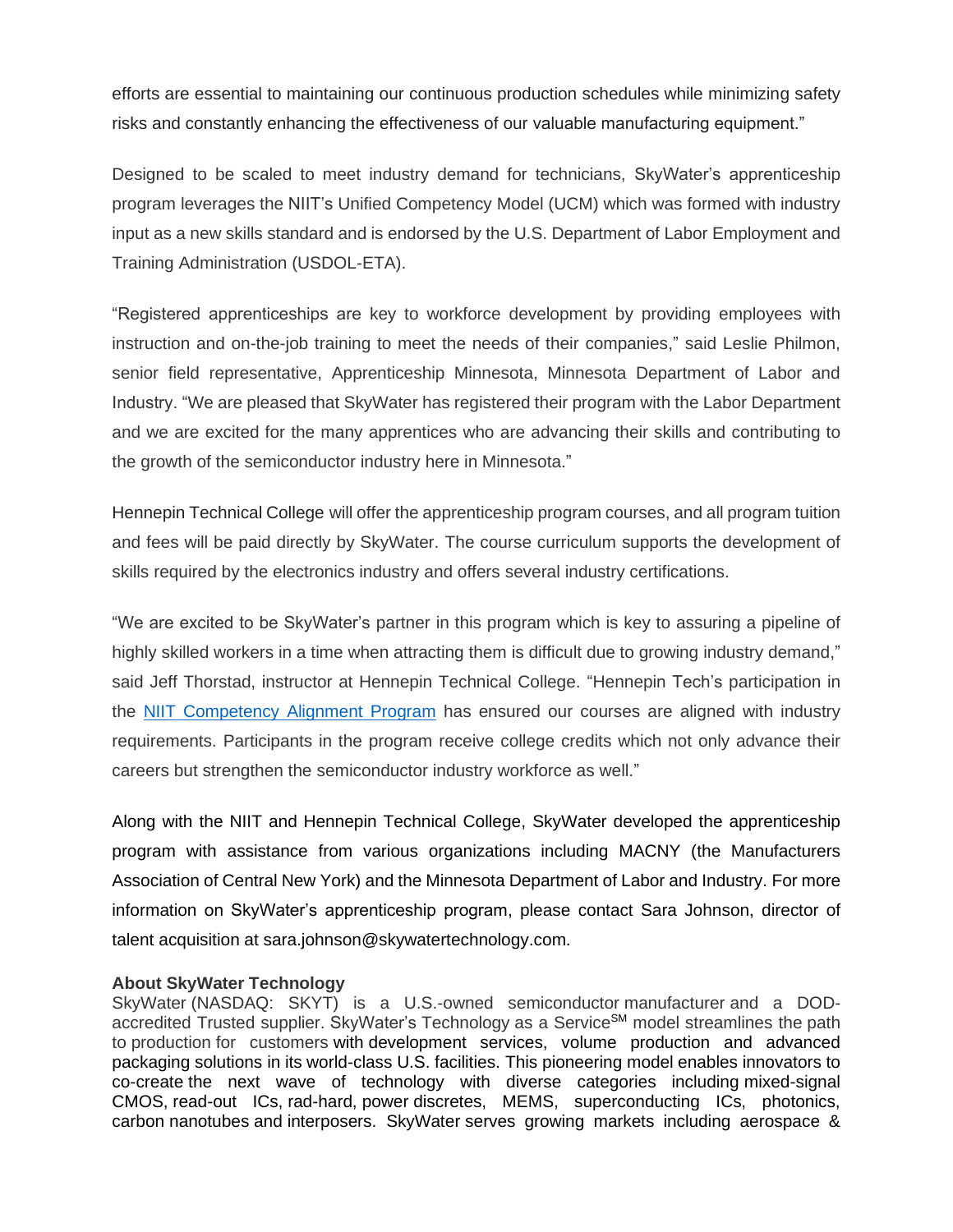efforts are essential to maintaining our continuous production schedules while minimizing safety risks and constantly enhancing the effectiveness of our valuable manufacturing equipment."

Designed to be scaled to meet industry demand for technicians, SkyWater's apprenticeship program leverages the NIIT's Unified Competency Model (UCM) which was formed with industry input as a new skills standard and is endorsed by the U.S. Department of Labor Employment and Training Administration (USDOL-ETA).

"Registered apprenticeships are key to workforce development by providing employees with instruction and on-the-job training to meet the needs of their companies," said Leslie Philmon, senior field representative, Apprenticeship Minnesota, Minnesota Department of Labor and Industry. "We are pleased that SkyWater has registered their program with the Labor Department and we are excited for the many apprentices who are advancing their skills and contributing to the growth of the semiconductor industry here in Minnesota."

Hennepin Technical College will offer the apprenticeship program courses, and all program tuition and fees will be paid directly by SkyWater. The course curriculum supports the development of skills required by the electronics industry and offers several industry certifications.

"We are excited to be SkyWater's partner in this program which is key to assuring a pipeline of highly skilled workers in a time when attracting them is difficult due to growing industry demand," said Jeff Thorstad, instructor at Hennepin Technical College. "Hennepin Tech's participation in the NIIT Competency Alignment Program has ensured our courses are aligned with industry requirements. Participants in the program receive college credits which not only advance their careers but strengthen the semiconductor industry workforce as well."

Along with the NIIT and Hennepin Technical College, SkyWater developed the apprenticeship program with assistance from various organizations including MACNY (the Manufacturers Association of Central New York) and the Minnesota Department of Labor and Industry. For more information on SkyWater's apprenticeship program, please contact Sara Johnson, director of talent acquisition at sara.johnson@skywatertechnology.com.

**About SkyWater Technology**

SkyWater (NASDAQ: SKYT) is a U.S.-owned semiconductor manufacturer and a DOD-accredited Trusted supplier. SkyWater's Technology as a Service[SM] model streamlines the path to production for customers with development services, volume production and advanced packaging solutions in its world-class U.S. facilities. This pioneering model enables innovators to co-create the next wave of technology with diverse categories including mixed-signal CMOS, read-out ICs, rad-hard, power discretes, MEMS, superconducting ICs, photonics, carbon nanotubes and interposers. SkyWater serves growing markets including aerospace &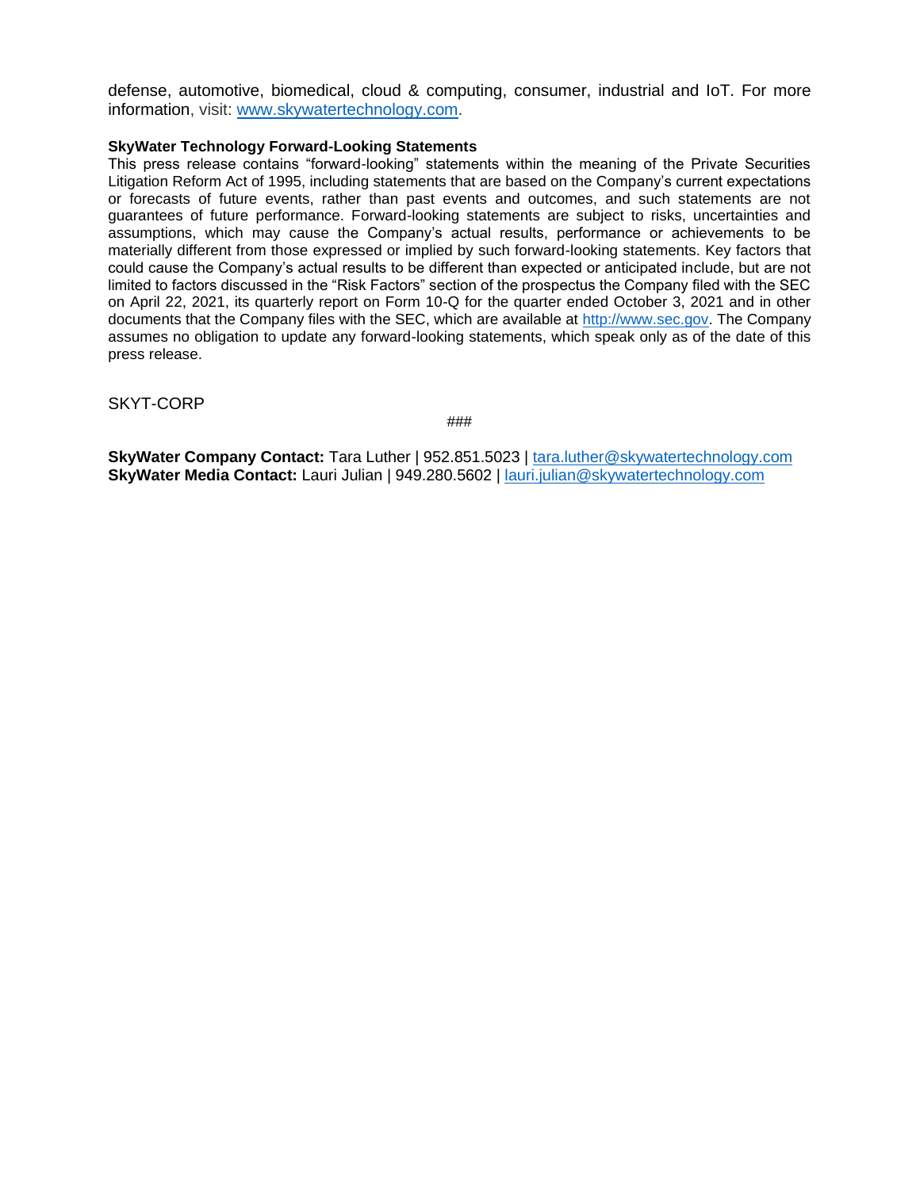defense, automotive, biomedical, cloud & computing, consumer, industrial and IoT. For more information, visit: [www.skywatertechnology.com](http://www.skywatertechnology.com).

**SkyWater Technology Forward-Looking Statements**

This press release contains "forward-looking" statements within the meaning of the Private Securities Litigation Reform Act of 1995, including statements that are based on the Company's current expectations or forecasts of future events, rather than past events and outcomes, and such statements are not guarantees of future performance. Forward-looking statements are subject to risks, uncertainties and assumptions, which may cause the Company's actual results, performance or achievements to be materially different from those expressed or implied by such forward-looking statements. Key factors that could cause the Company's actual results to be different than expected or anticipated include, but are not limited to factors discussed in the "Risk Factors" section of the prospectus the Company filed with the SEC on April 22, 2021, its quarterly report on Form 10-Q for the quarter ended October 3, 2021 and in other documents that the Company files with the SEC, which are available at [http://www.sec.gov](http://www.sec.gov). The Company assumes no obligation to update any forward-looking statements, which speak only as of the date of this press release.

SKYT-CORP

###

**SkyWater Company Contact:** Tara Luther | 952.851.5023 | [tara.luther@skywatertechnology.com](mailto:tara.luther@skywatertechnology.com)
**SkyWater Media Contact:** Lauri Julian | 949.280.5602 | [lauri.julian@skywatertechnology.com](mailto:lauri.julian@skywatertechnology.com)